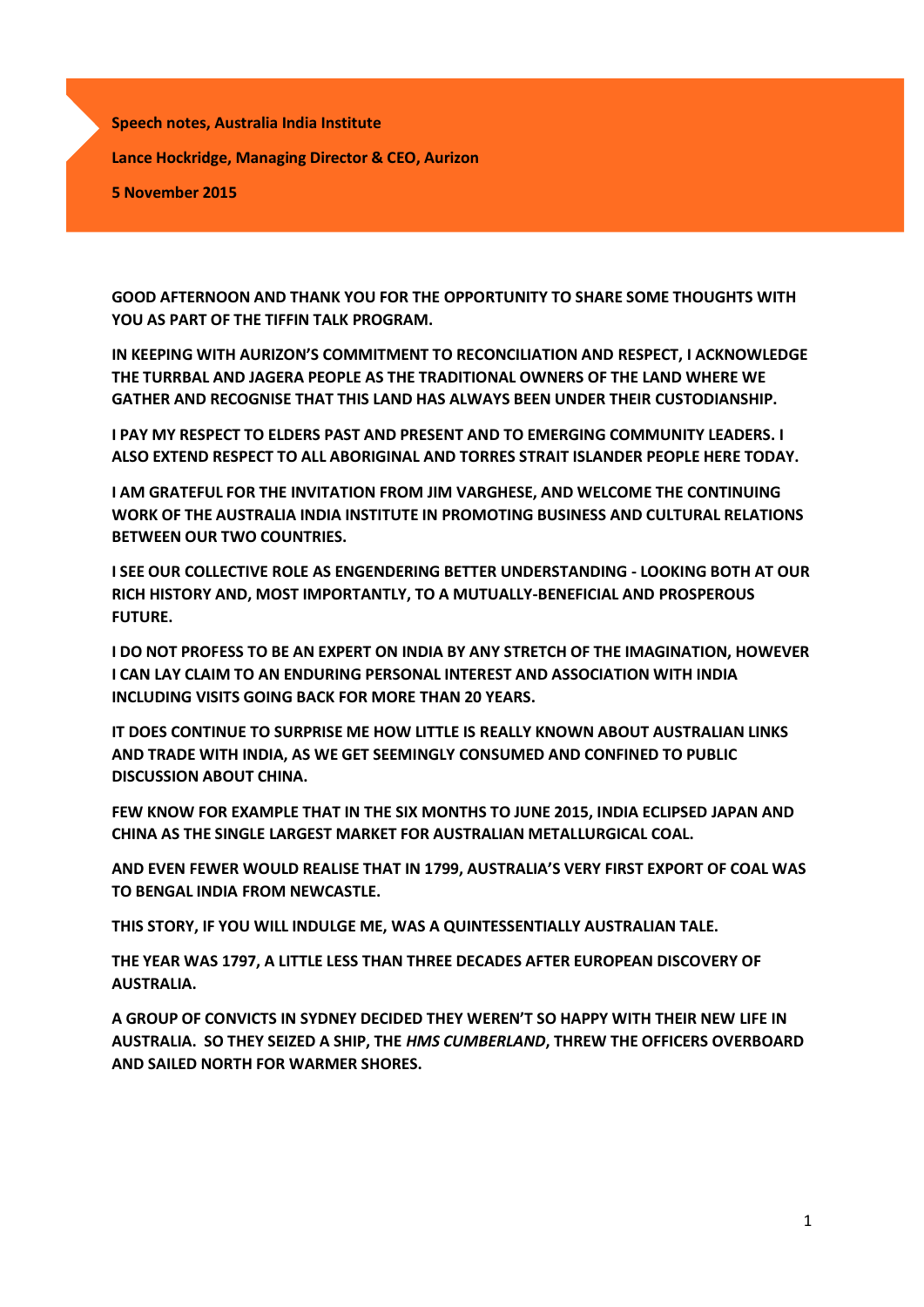**Speech notes, Australia India Institute**

**Lance Hockridge, Managing Director & CEO, Aurizon**

**5 November 2015**

**GOOD AFTERNOON AND THANK YOU FOR THE OPPORTUNITY TO SHARE SOME THOUGHTS WITH YOU AS PART OF THE TIFFIN TALK PROGRAM.**

**IN KEEPING WITH AURIZON'S COMMITMENT TO RECONCILIATION AND RESPECT, I ACKNOWLEDGE THE TURRBAL AND JAGERA PEOPLE AS THE TRADITIONAL OWNERS OF THE LAND WHERE WE GATHER AND RECOGNISE THAT THIS LAND HAS ALWAYS BEEN UNDER THEIR CUSTODIANSHIP.**

**I PAY MY RESPECT TO ELDERS PAST AND PRESENT AND TO EMERGING COMMUNITY LEADERS. I ALSO EXTEND RESPECT TO ALL ABORIGINAL AND TORRES STRAIT ISLANDER PEOPLE HERE TODAY.**

**I AM GRATEFUL FOR THE INVITATION FROM JIM VARGHESE, AND WELCOME THE CONTINUING WORK OF THE AUSTRALIA INDIA INSTITUTE IN PROMOTING BUSINESS AND CULTURAL RELATIONS BETWEEN OUR TWO COUNTRIES.**

**I SEE OUR COLLECTIVE ROLE AS ENGENDERING BETTER UNDERSTANDING - LOOKING BOTH AT OUR RICH HISTORY AND, MOST IMPORTANTLY, TO A MUTUALLY-BENEFICIAL AND PROSPEROUS FUTURE.**

**I DO NOT PROFESS TO BE AN EXPERT ON INDIA BY ANY STRETCH OF THE IMAGINATION, HOWEVER I CAN LAY CLAIM TO AN ENDURING PERSONAL INTEREST AND ASSOCIATION WITH INDIA INCLUDING VISITS GOING BACK FOR MORE THAN 20 YEARS.**

**IT DOES CONTINUE TO SURPRISE ME HOW LITTLE IS REALLY KNOWN ABOUT AUSTRALIAN LINKS AND TRADE WITH INDIA, AS WE GET SEEMINGLY CONSUMED AND CONFINED TO PUBLIC DISCUSSION ABOUT CHINA.**

**FEW KNOW FOR EXAMPLE THAT IN THE SIX MONTHS TO JUNE 2015, INDIA ECLIPSED JAPAN AND CHINA AS THE SINGLE LARGEST MARKET FOR AUSTRALIAN METALLURGICAL COAL.**

**AND EVEN FEWER WOULD REALISE THAT IN 1799, AUSTRALIA'S VERY FIRST EXPORT OF COAL WAS TO BENGAL INDIA FROM NEWCASTLE.**

**THIS STORY, IF YOU WILL INDULGE ME, WAS A QUINTESSENTIALLY AUSTRALIAN TALE.**

**THE YEAR WAS 1797, A LITTLE LESS THAN THREE DECADES AFTER EUROPEAN DISCOVERY OF AUSTRALIA.**

**A GROUP OF CONVICTS IN SYDNEY DECIDED THEY WEREN'T SO HAPPY WITH THEIR NEW LIFE IN AUSTRALIA. SO THEY SEIZED A SHIP, THE *HMS CUMBERLAND*, THREW THE OFFICERS OVERBOARD AND SAILED NORTH FOR WARMER SHORES.**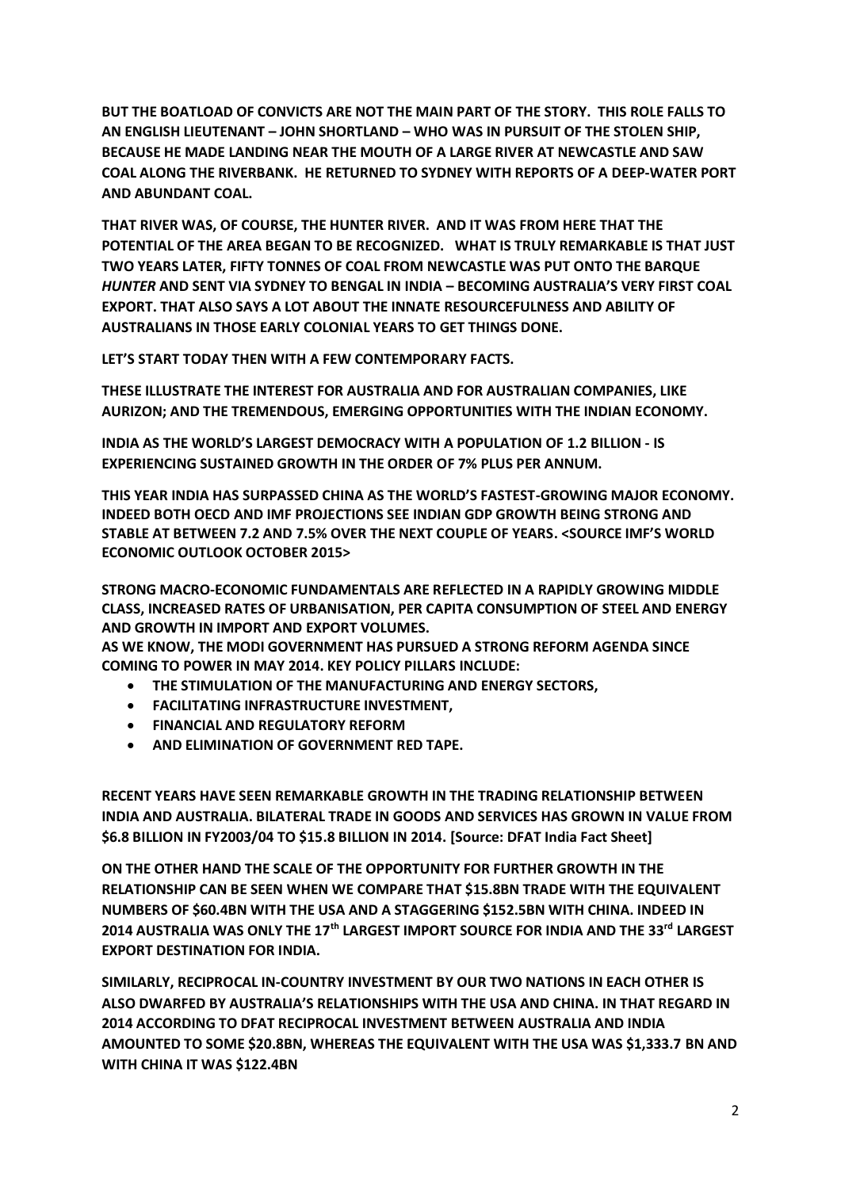**BUT THE BOATLOAD OF CONVICTS ARE NOT THE MAIN PART OF THE STORY. THIS ROLE FALLS TO AN ENGLISH LIEUTENANT – JOHN SHORTLAND – WHO WAS IN PURSUIT OF THE STOLEN SHIP, BECAUSE HE MADE LANDING NEAR THE MOUTH OF A LARGE RIVER AT NEWCASTLE AND SAW COAL ALONG THE RIVERBANK. HE RETURNED TO SYDNEY WITH REPORTS OF A DEEP-WATER PORT AND ABUNDANT COAL.**

**THAT RIVER WAS, OF COURSE, THE HUNTER RIVER. AND IT WAS FROM HERE THAT THE POTENTIAL OF THE AREA BEGAN TO BE RECOGNIZED. WHAT IS TRULY REMARKABLE IS THAT JUST TWO YEARS LATER, FIFTY TONNES OF COAL FROM NEWCASTLE WAS PUT ONTO THE BARQUE *HUNTER* AND SENT VIA SYDNEY TO BENGAL IN INDIA – BECOMING AUSTRALIA'S VERY FIRST COAL EXPORT. THAT ALSO SAYS A LOT ABOUT THE INNATE RESOURCEFULNESS AND ABILITY OF AUSTRALIANS IN THOSE EARLY COLONIAL YEARS TO GET THINGS DONE.**

**LET'S START TODAY THEN WITH A FEW CONTEMPORARY FACTS.**

**THESE ILLUSTRATE THE INTEREST FOR AUSTRALIA AND FOR AUSTRALIAN COMPANIES, LIKE AURIZON; AND THE TREMENDOUS, EMERGING OPPORTUNITIES WITH THE INDIAN ECONOMY.**

**INDIA AS THE WORLD'S LARGEST DEMOCRACY WITH A POPULATION OF 1.2 BILLION - IS EXPERIENCING SUSTAINED GROWTH IN THE ORDER OF 7% PLUS PER ANNUM.**

**THIS YEAR INDIA HAS SURPASSED CHINA AS THE WORLD'S FASTEST-GROWING MAJOR ECONOMY. INDEED BOTH OECD AND IMF PROJECTIONS SEE INDIAN GDP GROWTH BEING STRONG AND STABLE AT BETWEEN 7.2 AND 7.5% OVER THE NEXT COUPLE OF YEARS. <SOURCE IMF'S WORLD ECONOMIC OUTLOOK OCTOBER 2015>**

**STRONG MACRO-ECONOMIC FUNDAMENTALS ARE REFLECTED IN A RAPIDLY GROWING MIDDLE CLASS, INCREASED RATES OF URBANISATION, PER CAPITA CONSUMPTION OF STEEL AND ENERGY AND GROWTH IN IMPORT AND EXPORT VOLUMES.**
**AS WE KNOW, THE MODI GOVERNMENT HAS PURSUED A STRONG REFORM AGENDA SINCE COMING TO POWER IN MAY 2014. KEY POLICY PILLARS INCLUDE:**

- **THE STIMULATION OF THE MANUFACTURING AND ENERGY SECTORS,**
- **FACILITATING INFRASTRUCTURE INVESTMENT,**
- **FINANCIAL AND REGULATORY REFORM**
- **AND ELIMINATION OF GOVERNMENT RED TAPE.**

**RECENT YEARS HAVE SEEN REMARKABLE GROWTH IN THE TRADING RELATIONSHIP BETWEEN INDIA AND AUSTRALIA. BILATERAL TRADE IN GOODS AND SERVICES HAS GROWN IN VALUE FROM $6.8 BILLION IN FY2003/04 TO $15.8 BILLION IN 2014. [Source: DFAT India Fact Sheet]**

**ON THE OTHER HAND THE SCALE OF THE OPPORTUNITY FOR FURTHER GROWTH IN THE RELATIONSHIP CAN BE SEEN WHEN WE COMPARE THAT $15.8BN TRADE WITH THE EQUIVALENT NUMBERS OF $60.4BN WITH THE USA AND A STAGGERING $152.5BN WITH CHINA. INDEED IN 2014 AUSTRALIA WAS ONLY THE 17th LARGEST IMPORT SOURCE FOR INDIA AND THE 33rd LARGEST EXPORT DESTINATION FOR INDIA.**

**SIMILARLY, RECIPROCAL IN-COUNTRY INVESTMENT BY OUR TWO NATIONS IN EACH OTHER IS ALSO DWARFED BY AUSTRALIA'S RELATIONSHIPS WITH THE USA AND CHINA. IN THAT REGARD IN 2014 ACCORDING TO DFAT RECIPROCAL INVESTMENT BETWEEN AUSTRALIA AND INDIA AMOUNTED TO SOME $20.8BN, WHEREAS THE EQUIVALENT WITH THE USA WAS $1,333.7 BN AND WITH CHINA IT WAS $122.4BN**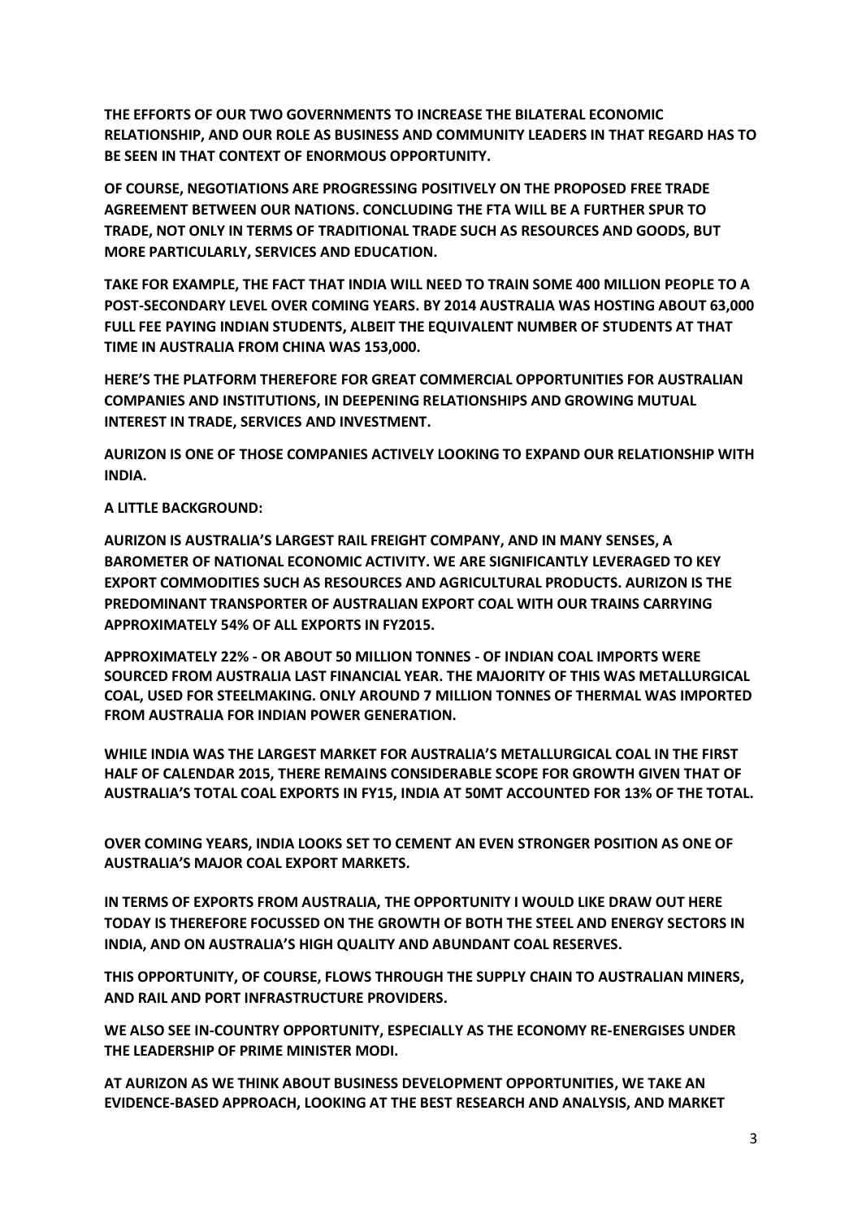**THE EFFORTS OF OUR TWO GOVERNMENTS TO INCREASE THE BILATERAL ECONOMIC RELATIONSHIP, AND OUR ROLE AS BUSINESS AND COMMUNITY LEADERS IN THAT REGARD HAS TO BE SEEN IN THAT CONTEXT OF ENORMOUS OPPORTUNITY.**

**OF COURSE, NEGOTIATIONS ARE PROGRESSING POSITIVELY ON THE PROPOSED FREE TRADE AGREEMENT BETWEEN OUR NATIONS. CONCLUDING THE FTA WILL BE A FURTHER SPUR TO TRADE, NOT ONLY IN TERMS OF TRADITIONAL TRADE SUCH AS RESOURCES AND GOODS, BUT MORE PARTICULARLY, SERVICES AND EDUCATION.**

**TAKE FOR EXAMPLE, THE FACT THAT INDIA WILL NEED TO TRAIN SOME 400 MILLION PEOPLE TO A POST-SECONDARY LEVEL OVER COMING YEARS. BY 2014 AUSTRALIA WAS HOSTING ABOUT 63,000 FULL FEE PAYING INDIAN STUDENTS, ALBEIT THE EQUIVALENT NUMBER OF STUDENTS AT THAT TIME IN AUSTRALIA FROM CHINA WAS 153,000.**

**HERE'S THE PLATFORM THEREFORE FOR GREAT COMMERCIAL OPPORTUNITIES FOR AUSTRALIAN COMPANIES AND INSTITUTIONS, IN DEEPENING RELATIONSHIPS AND GROWING MUTUAL INTEREST IN TRADE, SERVICES AND INVESTMENT.**

**AURIZON IS ONE OF THOSE COMPANIES ACTIVELY LOOKING TO EXPAND OUR RELATIONSHIP WITH INDIA.**

**A LITTLE BACKGROUND:**

**AURIZON IS AUSTRALIA'S LARGEST RAIL FREIGHT COMPANY, AND IN MANY SENSES, A BAROMETER OF NATIONAL ECONOMIC ACTIVITY. WE ARE SIGNIFICANTLY LEVERAGED TO KEY EXPORT COMMODITIES SUCH AS RESOURCES AND AGRICULTURAL PRODUCTS. AURIZON IS THE PREDOMINANT TRANSPORTER OF AUSTRALIAN EXPORT COAL WITH OUR TRAINS CARRYING APPROXIMATELY 54% OF ALL EXPORTS IN FY2015.**

**APPROXIMATELY 22% - OR ABOUT 50 MILLION TONNES - OF INDIAN COAL IMPORTS WERE SOURCED FROM AUSTRALIA LAST FINANCIAL YEAR. THE MAJORITY OF THIS WAS METALLURGICAL COAL, USED FOR STEELMAKING. ONLY AROUND 7 MILLION TONNES OF THERMAL WAS IMPORTED FROM AUSTRALIA FOR INDIAN POWER GENERATION.**

**WHILE INDIA WAS THE LARGEST MARKET FOR AUSTRALIA'S METALLURGICAL COAL IN THE FIRST HALF OF CALENDAR 2015, THERE REMAINS CONSIDERABLE SCOPE FOR GROWTH GIVEN THAT OF AUSTRALIA'S TOTAL COAL EXPORTS IN FY15, INDIA AT 50MT ACCOUNTED FOR 13% OF THE TOTAL.**

**OVER COMING YEARS, INDIA LOOKS SET TO CEMENT AN EVEN STRONGER POSITION AS ONE OF AUSTRALIA'S MAJOR COAL EXPORT MARKETS.**

**IN TERMS OF EXPORTS FROM AUSTRALIA, THE OPPORTUNITY I WOULD LIKE DRAW OUT HERE TODAY IS THEREFORE FOCUSSED ON THE GROWTH OF BOTH THE STEEL AND ENERGY SECTORS IN INDIA, AND ON AUSTRALIA'S HIGH QUALITY AND ABUNDANT COAL RESERVES.**

**THIS OPPORTUNITY, OF COURSE, FLOWS THROUGH THE SUPPLY CHAIN TO AUSTRALIAN MINERS, AND RAIL AND PORT INFRASTRUCTURE PROVIDERS.**

**WE ALSO SEE IN-COUNTRY OPPORTUNITY, ESPECIALLY AS THE ECONOMY RE-ENERGISES UNDER THE LEADERSHIP OF PRIME MINISTER MODI.**

**AT AURIZON AS WE THINK ABOUT BUSINESS DEVELOPMENT OPPORTUNITIES, WE TAKE AN EVIDENCE-BASED APPROACH, LOOKING AT THE BEST RESEARCH AND ANALYSIS, AND MARKET**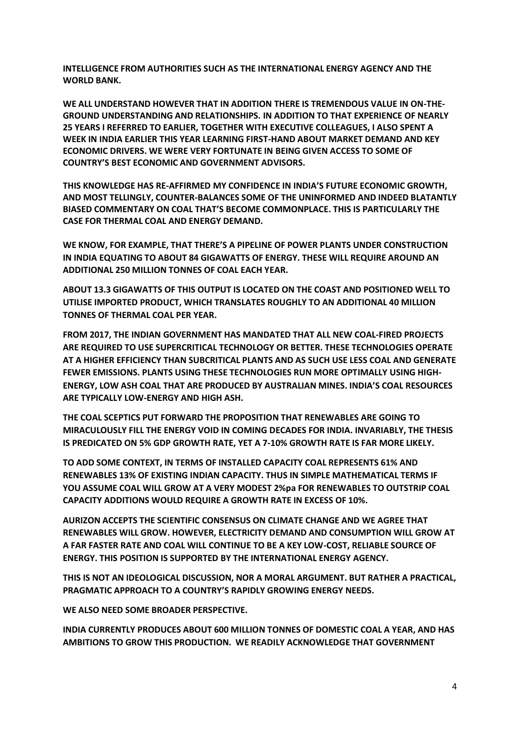**INTELLIGENCE FROM AUTHORITIES SUCH AS THE INTERNATIONAL ENERGY AGENCY AND THE WORLD BANK.**

**WE ALL UNDERSTAND HOWEVER THAT IN ADDITION THERE IS TREMENDOUS VALUE IN ON-THE-GROUND UNDERSTANDING AND RELATIONSHIPS. IN ADDITION TO THAT EXPERIENCE OF NEARLY 25 YEARS I REFERRED TO EARLIER, TOGETHER WITH EXECUTIVE COLLEAGUES, I ALSO SPENT A WEEK IN INDIA EARLIER THIS YEAR LEARNING FIRST-HAND ABOUT MARKET DEMAND AND KEY ECONOMIC DRIVERS. WE WERE VERY FORTUNATE IN BEING GIVEN ACCESS TO SOME OF COUNTRY'S BEST ECONOMIC AND GOVERNMENT ADVISORS.**

**THIS KNOWLEDGE HAS RE-AFFIRMED MY CONFIDENCE IN INDIA'S FUTURE ECONOMIC GROWTH, AND MOST TELLINGLY, COUNTER-BALANCES SOME OF THE UNINFORMED AND INDEED BLATANTLY BIASED COMMENTARY ON COAL THAT'S BECOME COMMONPLACE. THIS IS PARTICULARLY THE CASE FOR THERMAL COAL AND ENERGY DEMAND.**

**WE KNOW, FOR EXAMPLE, THAT THERE'S A PIPELINE OF POWER PLANTS UNDER CONSTRUCTION IN INDIA EQUATING TO ABOUT 84 GIGAWATTS OF ENERGY. THESE WILL REQUIRE AROUND AN ADDITIONAL 250 MILLION TONNES OF COAL EACH YEAR.**

**ABOUT 13.3 GIGAWATTS OF THIS OUTPUT IS LOCATED ON THE COAST AND POSITIONED WELL TO UTILISE IMPORTED PRODUCT, WHICH TRANSLATES ROUGHLY TO AN ADDITIONAL 40 MILLION TONNES OF THERMAL COAL PER YEAR.**

**FROM 2017, THE INDIAN GOVERNMENT HAS MANDATED THAT ALL NEW COAL-FIRED PROJECTS ARE REQUIRED TO USE SUPERCRITICAL TECHNOLOGY OR BETTER. THESE TECHNOLOGIES OPERATE AT A HIGHER EFFICIENCY THAN SUBCRITICAL PLANTS AND AS SUCH USE LESS COAL AND GENERATE FEWER EMISSIONS. PLANTS USING THESE TECHNOLOGIES RUN MORE OPTIMALLY USING HIGH-ENERGY, LOW ASH COAL THAT ARE PRODUCED BY AUSTRALIAN MINES. INDIA'S COAL RESOURCES ARE TYPICALLY LOW-ENERGY AND HIGH ASH.**

**THE COAL SCEPTICS PUT FORWARD THE PROPOSITION THAT RENEWABLES ARE GOING TO MIRACULOUSLY FILL THE ENERGY VOID IN COMING DECADES FOR INDIA. INVARIABLY, THE THESIS IS PREDICATED ON 5% GDP GROWTH RATE, YET A 7-10% GROWTH RATE IS FAR MORE LIKELY.**

**TO ADD SOME CONTEXT, IN TERMS OF INSTALLED CAPACITY COAL REPRESENTS 61% AND RENEWABLES 13% OF EXISTING INDIAN CAPACITY. THUS IN SIMPLE MATHEMATICAL TERMS IF YOU ASSUME COAL WILL GROW AT A VERY MODEST 2%pa FOR RENEWABLES TO OUTSTRIP COAL CAPACITY ADDITIONS WOULD REQUIRE A GROWTH RATE IN EXCESS OF 10%.**

**AURIZON ACCEPTS THE SCIENTIFIC CONSENSUS ON CLIMATE CHANGE AND WE AGREE THAT RENEWABLES WILL GROW. HOWEVER, ELECTRICITY DEMAND AND CONSUMPTION WILL GROW AT A FAR FASTER RATE AND COAL WILL CONTINUE TO BE A KEY LOW-COST, RELIABLE SOURCE OF ENERGY. THIS POSITION IS SUPPORTED BY THE INTERNATIONAL ENERGY AGENCY.**

**THIS IS NOT AN IDEOLOGICAL DISCUSSION, NOR A MORAL ARGUMENT. BUT RATHER A PRACTICAL, PRAGMATIC APPROACH TO A COUNTRY'S RAPIDLY GROWING ENERGY NEEDS.**

**WE ALSO NEED SOME BROADER PERSPECTIVE.**

**INDIA CURRENTLY PRODUCES ABOUT 600 MILLION TONNES OF DOMESTIC COAL A YEAR, AND HAS AMBITIONS TO GROW THIS PRODUCTION. WE READILY ACKNOWLEDGE THAT GOVERNMENT**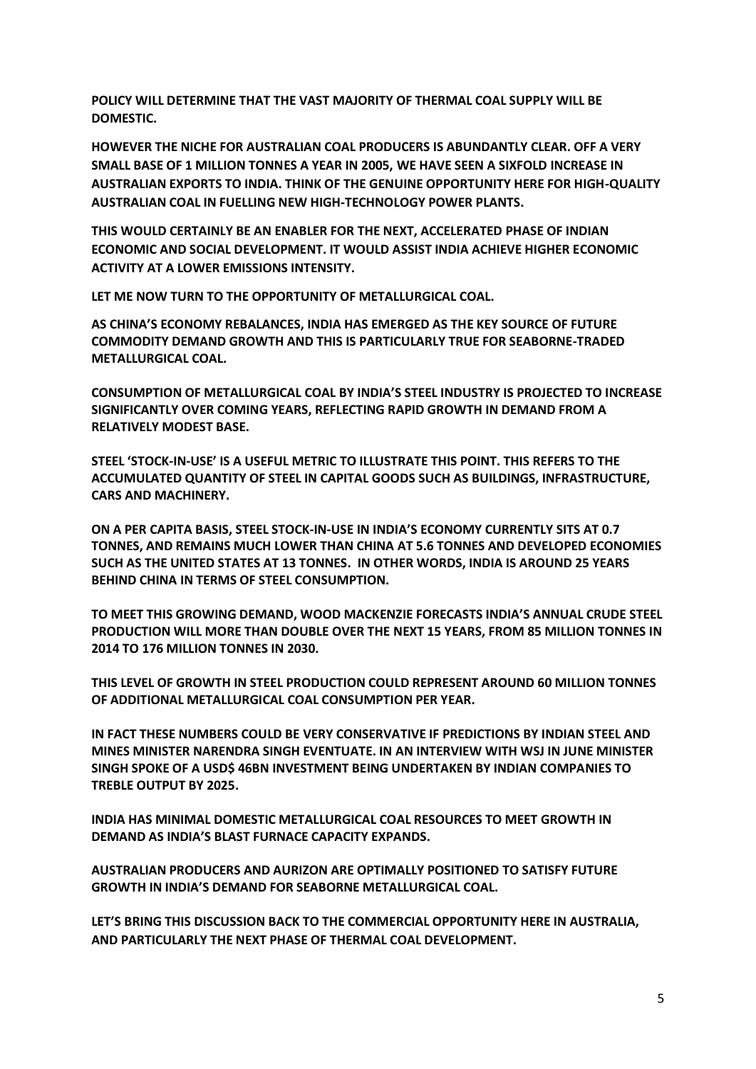**POLICY WILL DETERMINE THAT THE VAST MAJORITY OF THERMAL COAL SUPPLY WILL BE DOMESTIC.**

**HOWEVER THE NICHE FOR AUSTRALIAN COAL PRODUCERS IS ABUNDANTLY CLEAR. OFF A VERY SMALL BASE OF 1 MILLION TONNES A YEAR IN 2005, WE HAVE SEEN A SIXFOLD INCREASE IN AUSTRALIAN EXPORTS TO INDIA. THINK OF THE GENUINE OPPORTUNITY HERE FOR HIGH-QUALITY AUSTRALIAN COAL IN FUELLING NEW HIGH-TECHNOLOGY POWER PLANTS.**

**THIS WOULD CERTAINLY BE AN ENABLER FOR THE NEXT, ACCELERATED PHASE OF INDIAN ECONOMIC AND SOCIAL DEVELOPMENT. IT WOULD ASSIST INDIA ACHIEVE HIGHER ECONOMIC ACTIVITY AT A LOWER EMISSIONS INTENSITY.**

**LET ME NOW TURN TO THE OPPORTUNITY OF METALLURGICAL COAL.**

**AS CHINA'S ECONOMY REBALANCES, INDIA HAS EMERGED AS THE KEY SOURCE OF FUTURE COMMODITY DEMAND GROWTH AND THIS IS PARTICULARLY TRUE FOR SEABORNE-TRADED METALLURGICAL COAL.**

**CONSUMPTION OF METALLURGICAL COAL BY INDIA'S STEEL INDUSTRY IS PROJECTED TO INCREASE SIGNIFICANTLY OVER COMING YEARS, REFLECTING RAPID GROWTH IN DEMAND FROM A RELATIVELY MODEST BASE.**

**STEEL 'STOCK-IN-USE' IS A USEFUL METRIC TO ILLUSTRATE THIS POINT. THIS REFERS TO THE ACCUMULATED QUANTITY OF STEEL IN CAPITAL GOODS SUCH AS BUILDINGS, INFRASTRUCTURE, CARS AND MACHINERY.**

**ON A PER CAPITA BASIS, STEEL STOCK-IN-USE IN INDIA'S ECONOMY CURRENTLY SITS AT 0.7 TONNES, AND REMAINS MUCH LOWER THAN CHINA AT 5.6 TONNES AND DEVELOPED ECONOMIES SUCH AS THE UNITED STATES AT 13 TONNES. IN OTHER WORDS, INDIA IS AROUND 25 YEARS BEHIND CHINA IN TERMS OF STEEL CONSUMPTION.**

**TO MEET THIS GROWING DEMAND, WOOD MACKENZIE FORECASTS INDIA'S ANNUAL CRUDE STEEL PRODUCTION WILL MORE THAN DOUBLE OVER THE NEXT 15 YEARS, FROM 85 MILLION TONNES IN 2014 TO 176 MILLION TONNES IN 2030.**

**THIS LEVEL OF GROWTH IN STEEL PRODUCTION COULD REPRESENT AROUND 60 MILLION TONNES OF ADDITIONAL METALLURGICAL COAL CONSUMPTION PER YEAR.**

**IN FACT THESE NUMBERS COULD BE VERY CONSERVATIVE IF PREDICTIONS BY INDIAN STEEL AND MINES MINISTER NARENDRA SINGH EVENTUATE. IN AN INTERVIEW WITH WSJ IN JUNE MINISTER SINGH SPOKE OF A USD$ 46BN INVESTMENT BEING UNDERTAKEN BY INDIAN COMPANIES TO TREBLE OUTPUT BY 2025.**

**INDIA HAS MINIMAL DOMESTIC METALLURGICAL COAL RESOURCES TO MEET GROWTH IN DEMAND AS INDIA'S BLAST FURNACE CAPACITY EXPANDS.**

**AUSTRALIAN PRODUCERS AND AURIZON ARE OPTIMALLY POSITIONED TO SATISFY FUTURE GROWTH IN INDIA'S DEMAND FOR SEABORNE METALLURGICAL COAL.**

**LET'S BRING THIS DISCUSSION BACK TO THE COMMERCIAL OPPORTUNITY HERE IN AUSTRALIA, AND PARTICULARLY THE NEXT PHASE OF THERMAL COAL DEVELOPMENT.**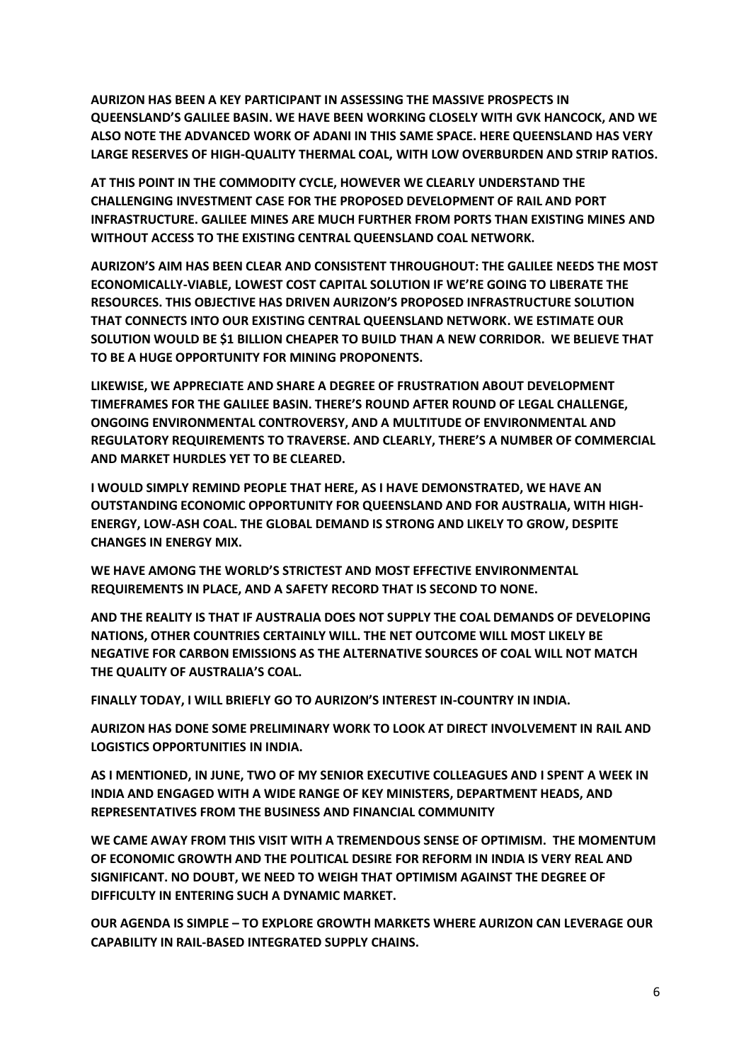**AURIZON HAS BEEN A KEY PARTICIPANT IN ASSESSING THE MASSIVE PROSPECTS IN QUEENSLAND'S GALILEE BASIN. WE HAVE BEEN WORKING CLOSELY WITH GVK HANCOCK, AND WE ALSO NOTE THE ADVANCED WORK OF ADANI IN THIS SAME SPACE. HERE QUEENSLAND HAS VERY LARGE RESERVES OF HIGH-QUALITY THERMAL COAL, WITH LOW OVERBURDEN AND STRIP RATIOS.**

**AT THIS POINT IN THE COMMODITY CYCLE, HOWEVER WE CLEARLY UNDERSTAND THE CHALLENGING INVESTMENT CASE FOR THE PROPOSED DEVELOPMENT OF RAIL AND PORT INFRASTRUCTURE. GALILEE MINES ARE MUCH FURTHER FROM PORTS THAN EXISTING MINES AND WITHOUT ACCESS TO THE EXISTING CENTRAL QUEENSLAND COAL NETWORK.**

**AURIZON'S AIM HAS BEEN CLEAR AND CONSISTENT THROUGHOUT: THE GALILEE NEEDS THE MOST ECONOMICALLY-VIABLE, LOWEST COST CAPITAL SOLUTION IF WE'RE GOING TO LIBERATE THE RESOURCES. THIS OBJECTIVE HAS DRIVEN AURIZON'S PROPOSED INFRASTRUCTURE SOLUTION THAT CONNECTS INTO OUR EXISTING CENTRAL QUEENSLAND NETWORK. WE ESTIMATE OUR SOLUTION WOULD BE $1 BILLION CHEAPER TO BUILD THAN A NEW CORRIDOR. WE BELIEVE THAT TO BE A HUGE OPPORTUNITY FOR MINING PROPONENTS.**

**LIKEWISE, WE APPRECIATE AND SHARE A DEGREE OF FRUSTRATION ABOUT DEVELOPMENT TIMEFRAMES FOR THE GALILEE BASIN. THERE'S ROUND AFTER ROUND OF LEGAL CHALLENGE, ONGOING ENVIRONMENTAL CONTROVERSY, AND A MULTITUDE OF ENVIRONMENTAL AND REGULATORY REQUIREMENTS TO TRAVERSE. AND CLEARLY, THERE'S A NUMBER OF COMMERCIAL AND MARKET HURDLES YET TO BE CLEARED.**

**I WOULD SIMPLY REMIND PEOPLE THAT HERE, AS I HAVE DEMONSTRATED, WE HAVE AN OUTSTANDING ECONOMIC OPPORTUNITY FOR QUEENSLAND AND FOR AUSTRALIA, WITH HIGH-ENERGY, LOW-ASH COAL. THE GLOBAL DEMAND IS STRONG AND LIKELY TO GROW, DESPITE CHANGES IN ENERGY MIX.**

**WE HAVE AMONG THE WORLD'S STRICTEST AND MOST EFFECTIVE ENVIRONMENTAL REQUIREMENTS IN PLACE, AND A SAFETY RECORD THAT IS SECOND TO NONE.**

**AND THE REALITY IS THAT IF AUSTRALIA DOES NOT SUPPLY THE COAL DEMANDS OF DEVELOPING NATIONS, OTHER COUNTRIES CERTAINLY WILL. THE NET OUTCOME WILL MOST LIKELY BE NEGATIVE FOR CARBON EMISSIONS AS THE ALTERNATIVE SOURCES OF COAL WILL NOT MATCH THE QUALITY OF AUSTRALIA'S COAL.**

**FINALLY TODAY, I WILL BRIEFLY GO TO AURIZON'S INTEREST IN-COUNTRY IN INDIA.**

**AURIZON HAS DONE SOME PRELIMINARY WORK TO LOOK AT DIRECT INVOLVEMENT IN RAIL AND LOGISTICS OPPORTUNITIES IN INDIA.**

**AS I MENTIONED, IN JUNE, TWO OF MY SENIOR EXECUTIVE COLLEAGUES AND I SPENT A WEEK IN INDIA AND ENGAGED WITH A WIDE RANGE OF KEY MINISTERS, DEPARTMENT HEADS, AND REPRESENTATIVES FROM THE BUSINESS AND FINANCIAL COMMUNITY**

**WE CAME AWAY FROM THIS VISIT WITH A TREMENDOUS SENSE OF OPTIMISM. THE MOMENTUM OF ECONOMIC GROWTH AND THE POLITICAL DESIRE FOR REFORM IN INDIA IS VERY REAL AND SIGNIFICANT. NO DOUBT, WE NEED TO WEIGH THAT OPTIMISM AGAINST THE DEGREE OF DIFFICULTY IN ENTERING SUCH A DYNAMIC MARKET.**

**OUR AGENDA IS SIMPLE – TO EXPLORE GROWTH MARKETS WHERE AURIZON CAN LEVERAGE OUR CAPABILITY IN RAIL-BASED INTEGRATED SUPPLY CHAINS.**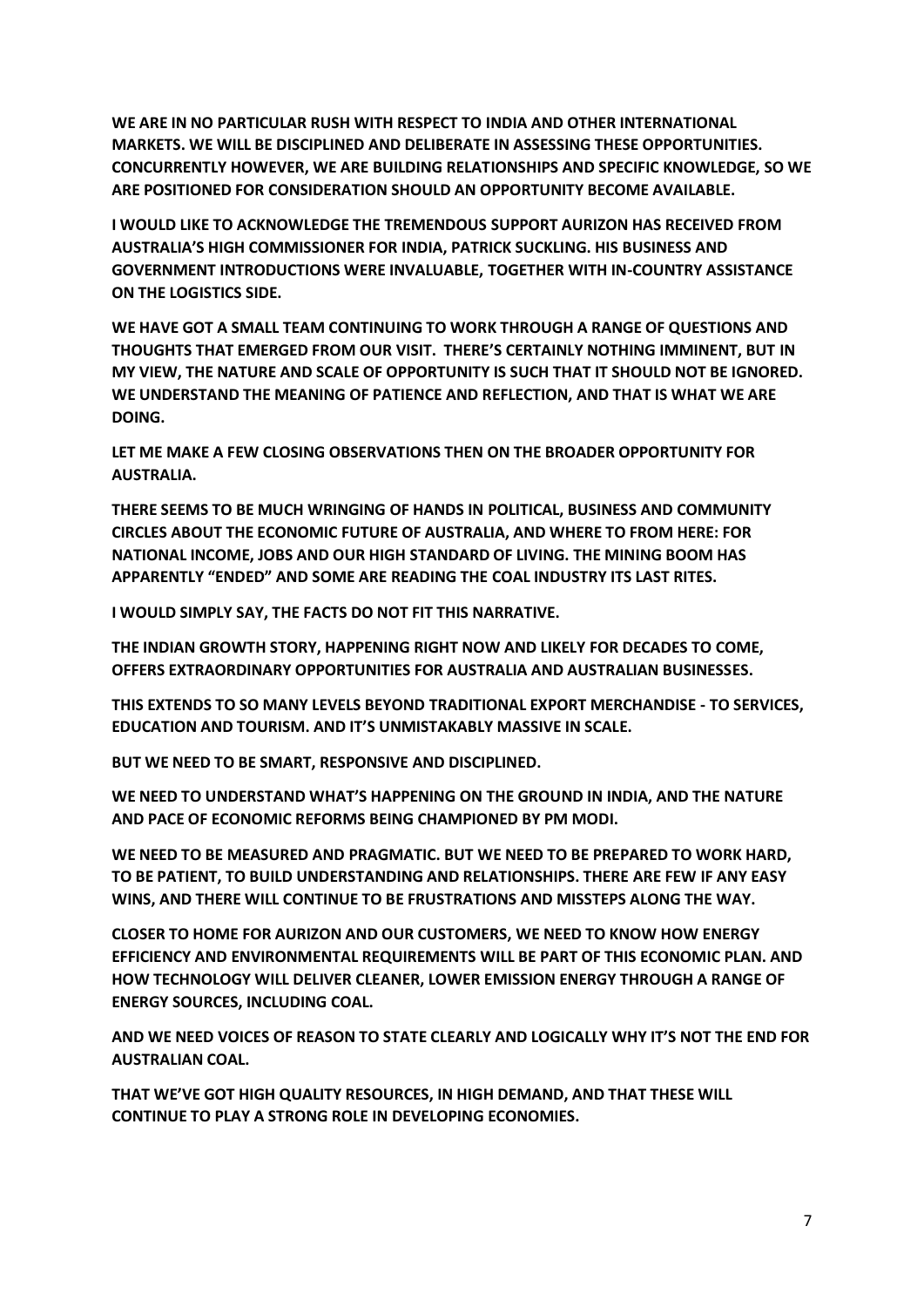**WE ARE IN NO PARTICULAR RUSH WITH RESPECT TO INDIA AND OTHER INTERNATIONAL MARKETS. WE WILL BE DISCIPLINED AND DELIBERATE IN ASSESSING THESE OPPORTUNITIES. CONCURRENTLY HOWEVER, WE ARE BUILDING RELATIONSHIPS AND SPECIFIC KNOWLEDGE, SO WE ARE POSITIONED FOR CONSIDERATION SHOULD AN OPPORTUNITY BECOME AVAILABLE.**

**I WOULD LIKE TO ACKNOWLEDGE THE TREMENDOUS SUPPORT AURIZON HAS RECEIVED FROM AUSTRALIA'S HIGH COMMISSIONER FOR INDIA, PATRICK SUCKLING. HIS BUSINESS AND GOVERNMENT INTRODUCTIONS WERE INVALUABLE, TOGETHER WITH IN-COUNTRY ASSISTANCE ON THE LOGISTICS SIDE.**

**WE HAVE GOT A SMALL TEAM CONTINUING TO WORK THROUGH A RANGE OF QUESTIONS AND THOUGHTS THAT EMERGED FROM OUR VISIT. THERE'S CERTAINLY NOTHING IMMINENT, BUT IN MY VIEW, THE NATURE AND SCALE OF OPPORTUNITY IS SUCH THAT IT SHOULD NOT BE IGNORED. WE UNDERSTAND THE MEANING OF PATIENCE AND REFLECTION, AND THAT IS WHAT WE ARE DOING.**

**LET ME MAKE A FEW CLOSING OBSERVATIONS THEN ON THE BROADER OPPORTUNITY FOR AUSTRALIA.**

**THERE SEEMS TO BE MUCH WRINGING OF HANDS IN POLITICAL, BUSINESS AND COMMUNITY CIRCLES ABOUT THE ECONOMIC FUTURE OF AUSTRALIA, AND WHERE TO FROM HERE: FOR NATIONAL INCOME, JOBS AND OUR HIGH STANDARD OF LIVING. THE MINING BOOM HAS APPARENTLY "ENDED" AND SOME ARE READING THE COAL INDUSTRY ITS LAST RITES.**

**I WOULD SIMPLY SAY, THE FACTS DO NOT FIT THIS NARRATIVE.**

**THE INDIAN GROWTH STORY, HAPPENING RIGHT NOW AND LIKELY FOR DECADES TO COME, OFFERS EXTRAORDINARY OPPORTUNITIES FOR AUSTRALIA AND AUSTRALIAN BUSINESSES.**

**THIS EXTENDS TO SO MANY LEVELS BEYOND TRADITIONAL EXPORT MERCHANDISE - TO SERVICES, EDUCATION AND TOURISM. AND IT'S UNMISTAKABLY MASSIVE IN SCALE.**

**BUT WE NEED TO BE SMART, RESPONSIVE AND DISCIPLINED.**

**WE NEED TO UNDERSTAND WHAT'S HAPPENING ON THE GROUND IN INDIA, AND THE NATURE AND PACE OF ECONOMIC REFORMS BEING CHAMPIONED BY PM MODI.**

**WE NEED TO BE MEASURED AND PRAGMATIC. BUT WE NEED TO BE PREPARED TO WORK HARD, TO BE PATIENT, TO BUILD UNDERSTANDING AND RELATIONSHIPS. THERE ARE FEW IF ANY EASY WINS, AND THERE WILL CONTINUE TO BE FRUSTRATIONS AND MISSTEPS ALONG THE WAY.**

**CLOSER TO HOME FOR AURIZON AND OUR CUSTOMERS, WE NEED TO KNOW HOW ENERGY EFFICIENCY AND ENVIRONMENTAL REQUIREMENTS WILL BE PART OF THIS ECONOMIC PLAN. AND HOW TECHNOLOGY WILL DELIVER CLEANER, LOWER EMISSION ENERGY THROUGH A RANGE OF ENERGY SOURCES, INCLUDING COAL.**

**AND WE NEED VOICES OF REASON TO STATE CLEARLY AND LOGICALLY WHY IT'S NOT THE END FOR AUSTRALIAN COAL.**

**THAT WE'VE GOT HIGH QUALITY RESOURCES, IN HIGH DEMAND, AND THAT THESE WILL CONTINUE TO PLAY A STRONG ROLE IN DEVELOPING ECONOMIES.**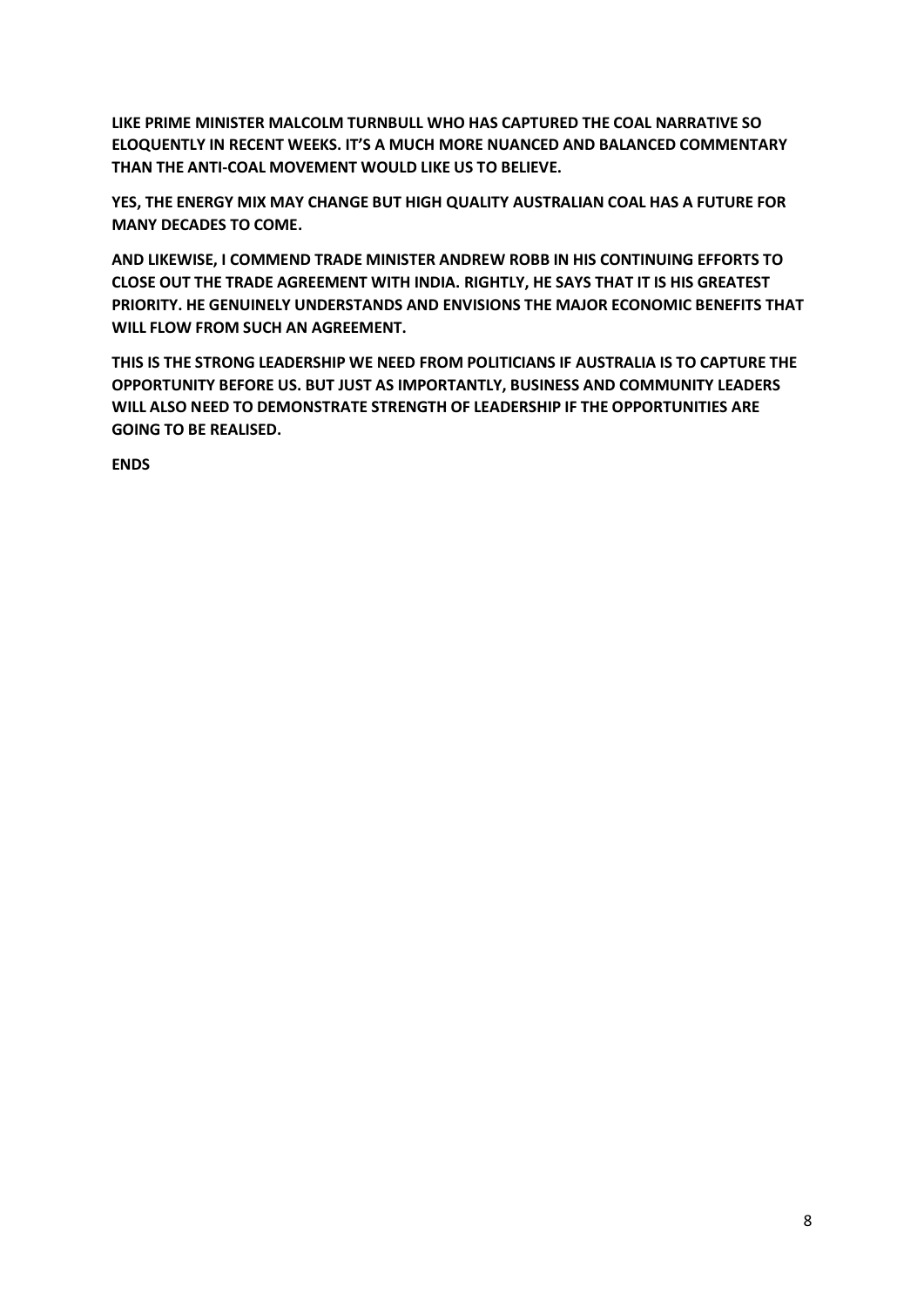**LIKE PRIME MINISTER MALCOLM TURNBULL WHO HAS CAPTURED THE COAL NARRATIVE SO ELOQUENTLY IN RECENT WEEKS. IT'S A MUCH MORE NUANCED AND BALANCED COMMENTARY THAN THE ANTI-COAL MOVEMENT WOULD LIKE US TO BELIEVE.**

**YES, THE ENERGY MIX MAY CHANGE BUT HIGH QUALITY AUSTRALIAN COAL HAS A FUTURE FOR MANY DECADES TO COME.**

**AND LIKEWISE, I COMMEND TRADE MINISTER ANDREW ROBB IN HIS CONTINUING EFFORTS TO CLOSE OUT THE TRADE AGREEMENT WITH INDIA. RIGHTLY, HE SAYS THAT IT IS HIS GREATEST PRIORITY. HE GENUINELY UNDERSTANDS AND ENVISIONS THE MAJOR ECONOMIC BENEFITS THAT WILL FLOW FROM SUCH AN AGREEMENT.**

**THIS IS THE STRONG LEADERSHIP WE NEED FROM POLITICIANS IF AUSTRALIA IS TO CAPTURE THE OPPORTUNITY BEFORE US. BUT JUST AS IMPORTANTLY, BUSINESS AND COMMUNITY LEADERS WILL ALSO NEED TO DEMONSTRATE STRENGTH OF LEADERSHIP IF THE OPPORTUNITIES ARE GOING TO BE REALISED.**

**ENDS**